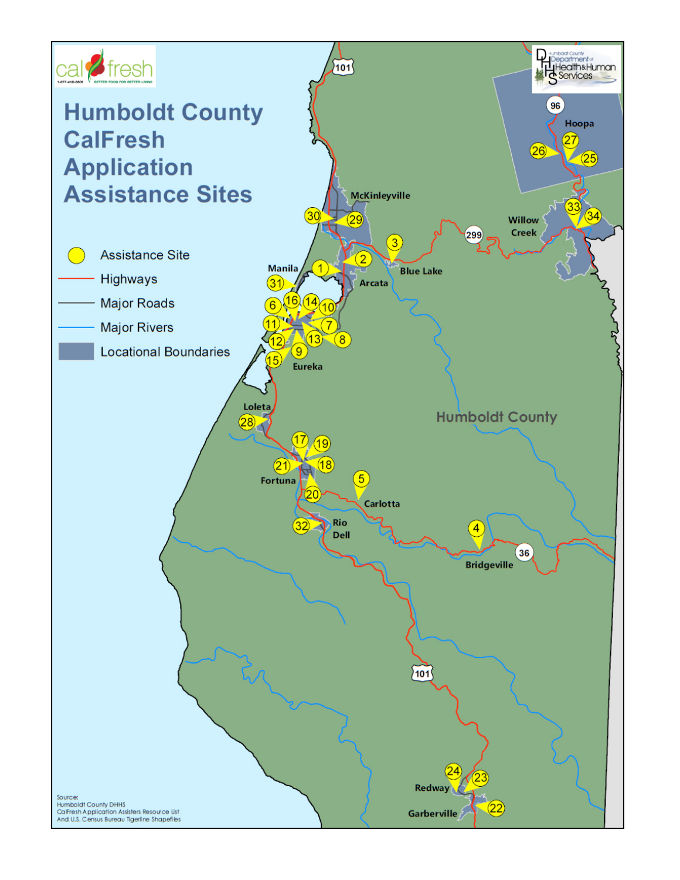# Humboldt County CalFresh Application Assistance Sites

- Assistance Site
- Highways
- Major Roads
- Major Rivers
- Locational Boundaries

Source:
Humboldt County DHHS
CalFresh Application Assisters Resource List
And U.S. Census Bureau Tigerline Shapefiles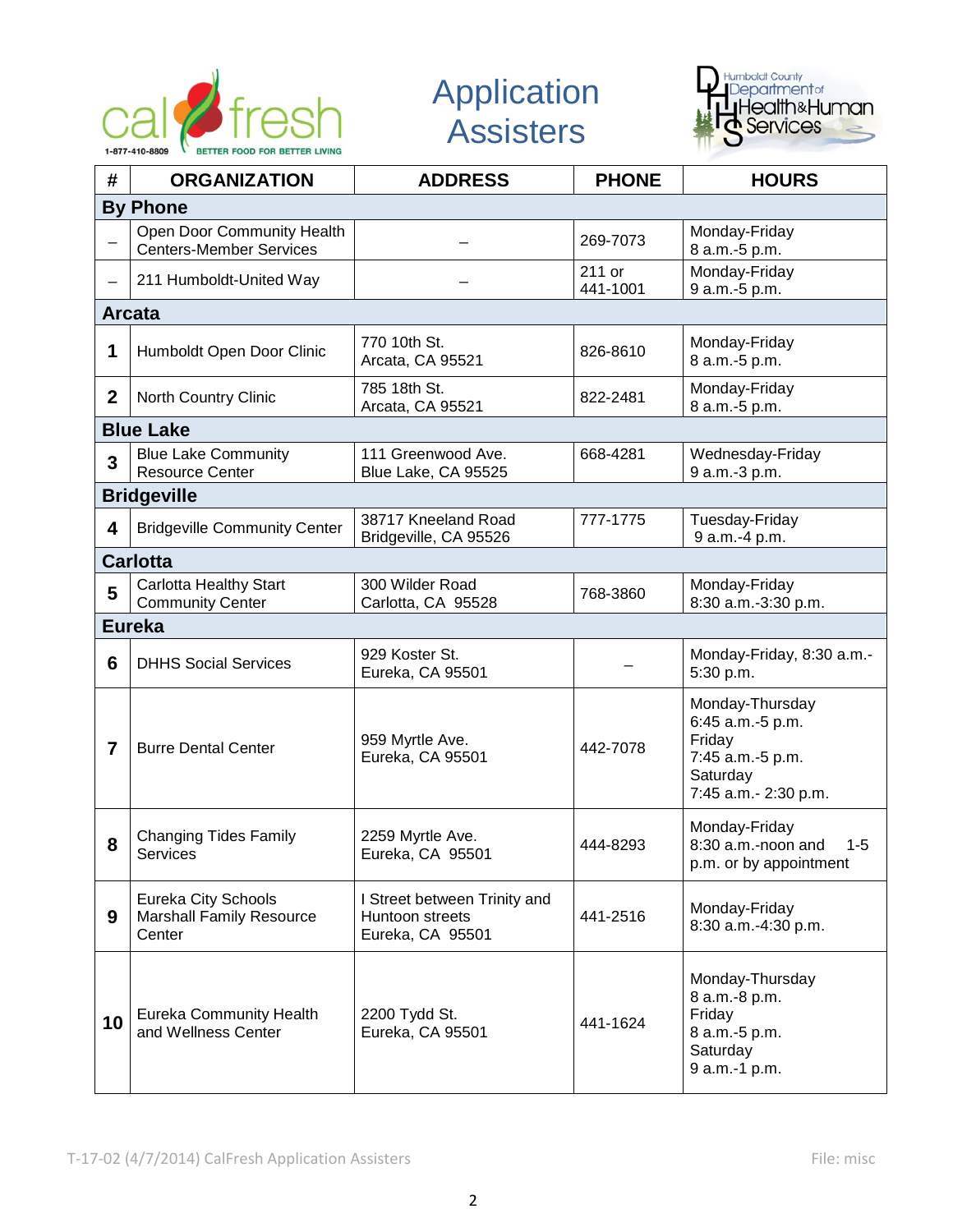# Application Assisters

| # | ORGANIZATION | ADDRESS | PHONE | HOURS |
|---|---|---|---|---|
| **By Phone** | | | | |
| – | Open Door Community Health Centers-Member Services | – | 269-7073 | Monday-Friday 8 a.m.-5 p.m. |
| – | 211 Humboldt-United Way | – | 211 or 441-1001 | Monday-Friday 9 a.m.-5 p.m. |
| **Arcata** | | | | |
| **1** | Humboldt Open Door Clinic | 770 10th St. Arcata, CA 95521 | 826-8610 | Monday-Friday 8 a.m.-5 p.m. |
| **2** | North Country Clinic | 785 18th St. Arcata, CA 95521 | 822-2481 | Monday-Friday 8 a.m.-5 p.m. |
| **Blue Lake** | | | | |
| **3** | Blue Lake Community Resource Center | 111 Greenwood Ave. Blue Lake, CA 95525 | 668-4281 | Wednesday-Friday 9 a.m.-3 p.m. |
| **Bridgeville** | | | | |
| **4** | Bridgeville Community Center | 38717 Kneeland Road Bridgeville, CA 95526 | 777-1775 | Tuesday-Friday 9 a.m.-4 p.m. |
| **Carlotta** | | | | |
| **5** | Carlotta Healthy Start Community Center | 300 Wilder Road Carlotta, CA 95528 | 768-3860 | Monday-Friday 8:30 a.m.-3:30 p.m. |
| **Eureka** | | | | |
| **6** | DHHS Social Services | 929 Koster St. Eureka, CA 95501 | – | Monday-Friday, 8:30 a.m.-5:30 p.m. |
| **7** | Burre Dental Center | 959 Myrtle Ave. Eureka, CA 95501 | 442-7078 | Monday-Thursday 6:45 a.m.-5 p.m. Friday 7:45 a.m.-5 p.m. Saturday 7:45 a.m.- 2:30 p.m. |
| **8** | Changing Tides Family Services | 2259 Myrtle Ave. Eureka, CA 95501 | 444-8293 | Monday-Friday 8:30 a.m.-noon and 1-5 p.m. or by appointment |
| **9** | Eureka City Schools Marshall Family Resource Center | I Street between Trinity and Huntoon streets Eureka, CA 95501 | 441-2516 | Monday-Friday 8:30 a.m.-4:30 p.m. |
| **10** | Eureka Community Health and Wellness Center | 2200 Tydd St. Eureka, CA 95501 | 441-1624 | Monday-Thursday 8 a.m.-8 p.m. Friday 8 a.m.-5 p.m. Saturday 9 a.m.-1 p.m. |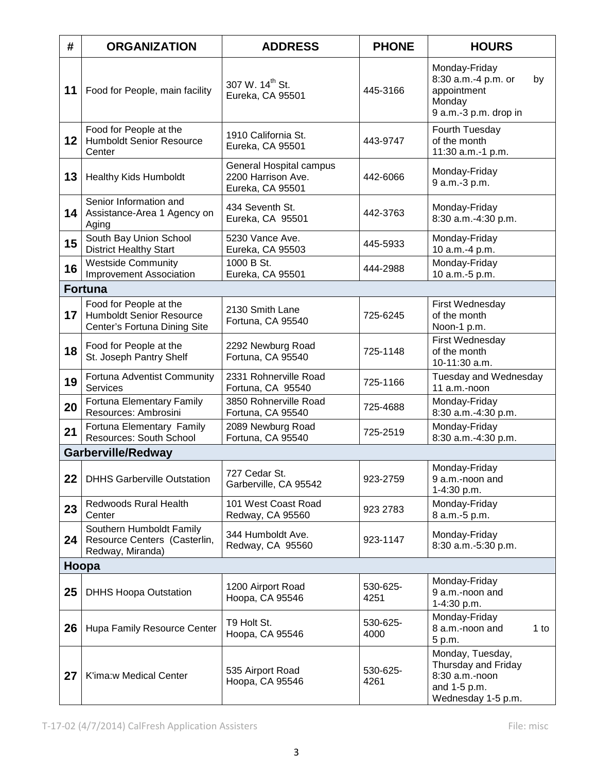| # | ORGANIZATION | ADDRESS | PHONE | HOURS |
|---|---|---|---|---|
| 11 | Food for People, main facility | 307 W. 14th St. Eureka, CA 95501 | 445-3166 | Monday-Friday 8:30 a.m.-4 p.m. or by appointment Monday 9 a.m.-3 p.m. drop in |
| 12 | Food for People at the Humboldt Senior Resource Center | 1910 California St. Eureka, CA 95501 | 443-9747 | Fourth Tuesday of the month 11:30 a.m.-1 p.m. |
| 13 | Healthy Kids Humboldt | General Hospital campus 2200 Harrison Ave. Eureka, CA 95501 | 442-6066 | Monday-Friday 9 a.m.-3 p.m. |
| 14 | Senior Information and Assistance-Area 1 Agency on Aging | 434 Seventh St. Eureka, CA 95501 | 442-3763 | Monday-Friday 8:30 a.m.-4:30 p.m. |
| 15 | South Bay Union School District Healthy Start | 5230 Vance Ave. Eureka, CA 95503 | 445-5933 | Monday-Friday 10 a.m.-4 p.m. |
| 16 | Westside Community Improvement Association | 1000 B St. Eureka, CA 95501 | 444-2988 | Monday-Friday 10 a.m.-5 p.m. |
| **Fortuna** | | | | |
| 17 | Food for People at the Humboldt Senior Resource Center's Fortuna Dining Site | 2130 Smith Lane Fortuna, CA 95540 | 725-6245 | First Wednesday of the month Noon-1 p.m. |
| 18 | Food for People at the St. Joseph Pantry Shelf | 2292 Newburg Road Fortuna, CA 95540 | 725-1148 | First Wednesday of the month 10-11:30 a.m. |
| 19 | Fortuna Adventist Community Services | 2331 Rohnerville Road Fortuna, CA 95540 | 725-1166 | Tuesday and Wednesday 11 a.m.-noon |
| 20 | Fortuna Elementary Family Resources: Ambrosini | 3850 Rohnerville Road Fortuna, CA 95540 | 725-4688 | Monday-Friday 8:30 a.m.-4:30 p.m. |
| 21 | Fortuna Elementary Family Resources: South School | 2089 Newburg Road Fortuna, CA 95540 | 725-2519 | Monday-Friday 8:30 a.m.-4:30 p.m. |
| **Garberville/Redway** | | | | |
| 22 | DHHS Garberville Outstation | 727 Cedar St. Garberville, CA 95542 | 923-2759 | Monday-Friday 9 a.m.-noon and 1-4:30 p.m. |
| 23 | Redwoods Rural Health Center | 101 West Coast Road Redway, CA 95560 | 923 2783 | Monday-Friday 8 a.m.-5 p.m. |
| 24 | Southern Humboldt Family Resource Centers (Casterlin, Redway, Miranda) | 344 Humboldt Ave. Redway, CA 95560 | 923-1147 | Monday-Friday 8:30 a.m.-5:30 p.m. |
| **Hoopa** | | | | |
| 25 | DHHS Hoopa Outstation | 1200 Airport Road Hoopa, CA 95546 | 530-625-4251 | Monday-Friday 9 a.m.-noon and 1-4:30 p.m. |
| 26 | Hupa Family Resource Center | T9 Holt St. Hoopa, CA 95546 | 530-625-4000 | Monday-Friday 8 a.m.-noon and 1 to 5 p.m. |
| 27 | K'ima:w Medical Center | 535 Airport Road Hoopa, CA 95546 | 530-625-4261 | Monday, Tuesday, Thursday and Friday 8:30 a.m.-noon and 1-5 p.m. Wednesday 1-5 p.m. |

T-17-02 (4/7/2014) CalFresh Application Assisters File: misc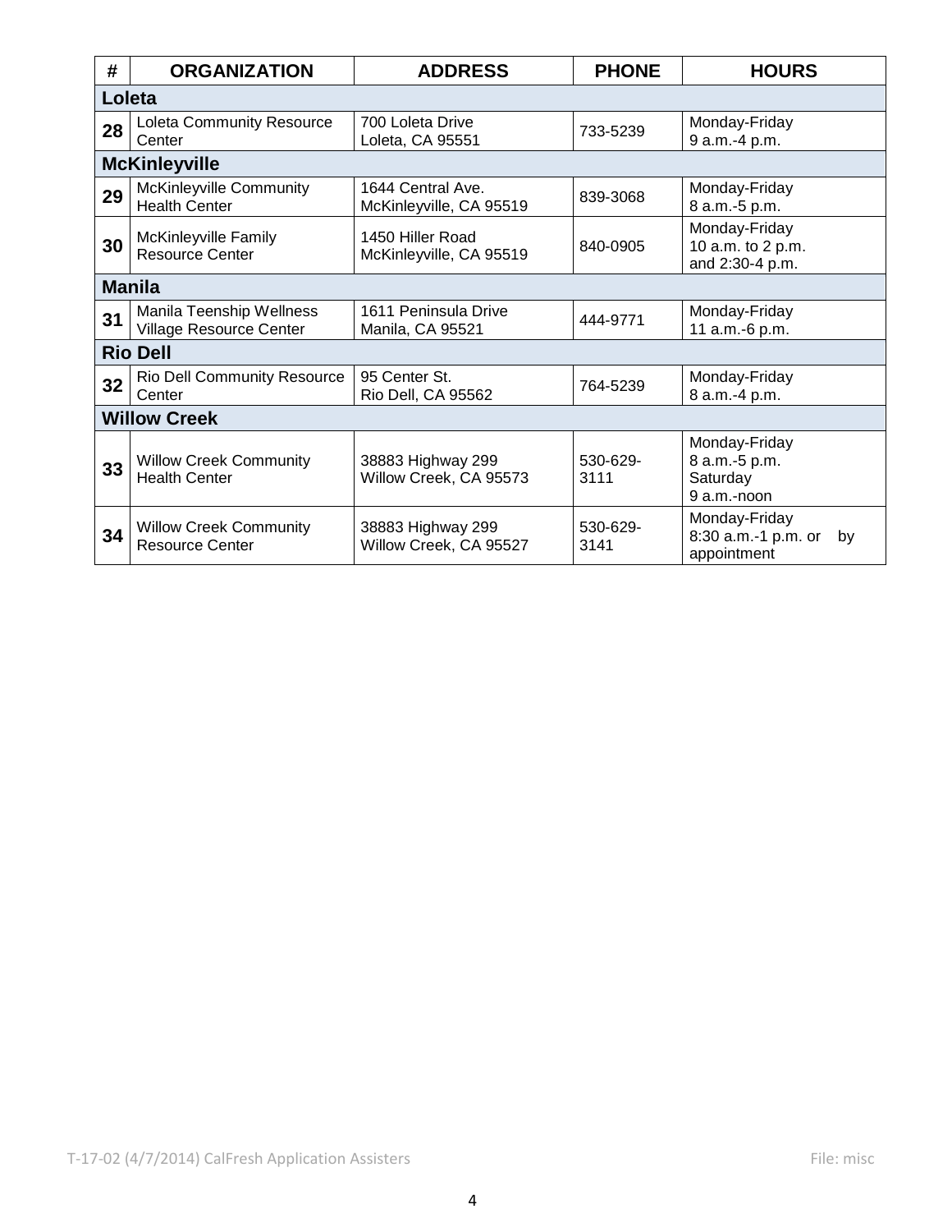| # | ORGANIZATION | ADDRESS | PHONE | HOURS |
|---|---|---|---|---|
| **Loleta** | | | | |
| 28 | Loleta Community Resource Center | 700 Loleta Drive Loleta, CA 95551 | 733-5239 | Monday-Friday 9 a.m.-4 p.m. |
| **McKinleyville** | | | | |
| 29 | McKinleyville Community Health Center | 1644 Central Ave. McKinleyville, CA 95519 | 839-3068 | Monday-Friday 8 a.m.-5 p.m. |
| 30 | McKinleyville Family Resource Center | 1450 Hiller Road McKinleyville, CA 95519 | 840-0905 | Monday-Friday 10 a.m. to 2 p.m. and 2:30-4 p.m. |
| **Manila** | | | | |
| 31 | Manila Teenship Wellness Village Resource Center | 1611 Peninsula Drive Manila, CA 95521 | 444-9771 | Monday-Friday 11 a.m.-6 p.m. |
| **Rio Dell** | | | | |
| 32 | Rio Dell Community Resource Center | 95 Center St. Rio Dell, CA 95562 | 764-5239 | Monday-Friday 8 a.m.-4 p.m. |
| **Willow Creek** | | | | |
| 33 | Willow Creek Community Health Center | 38883 Highway 299 Willow Creek, CA 95573 | 530-629-3111 | Monday-Friday 8 a.m.-5 p.m. Saturday 9 a.m.-noon |
| 34 | Willow Creek Community Resource Center | 38883 Highway 299 Willow Creek, CA 95527 | 530-629-3141 | Monday-Friday 8:30 a.m.-1 p.m. or by appointment |